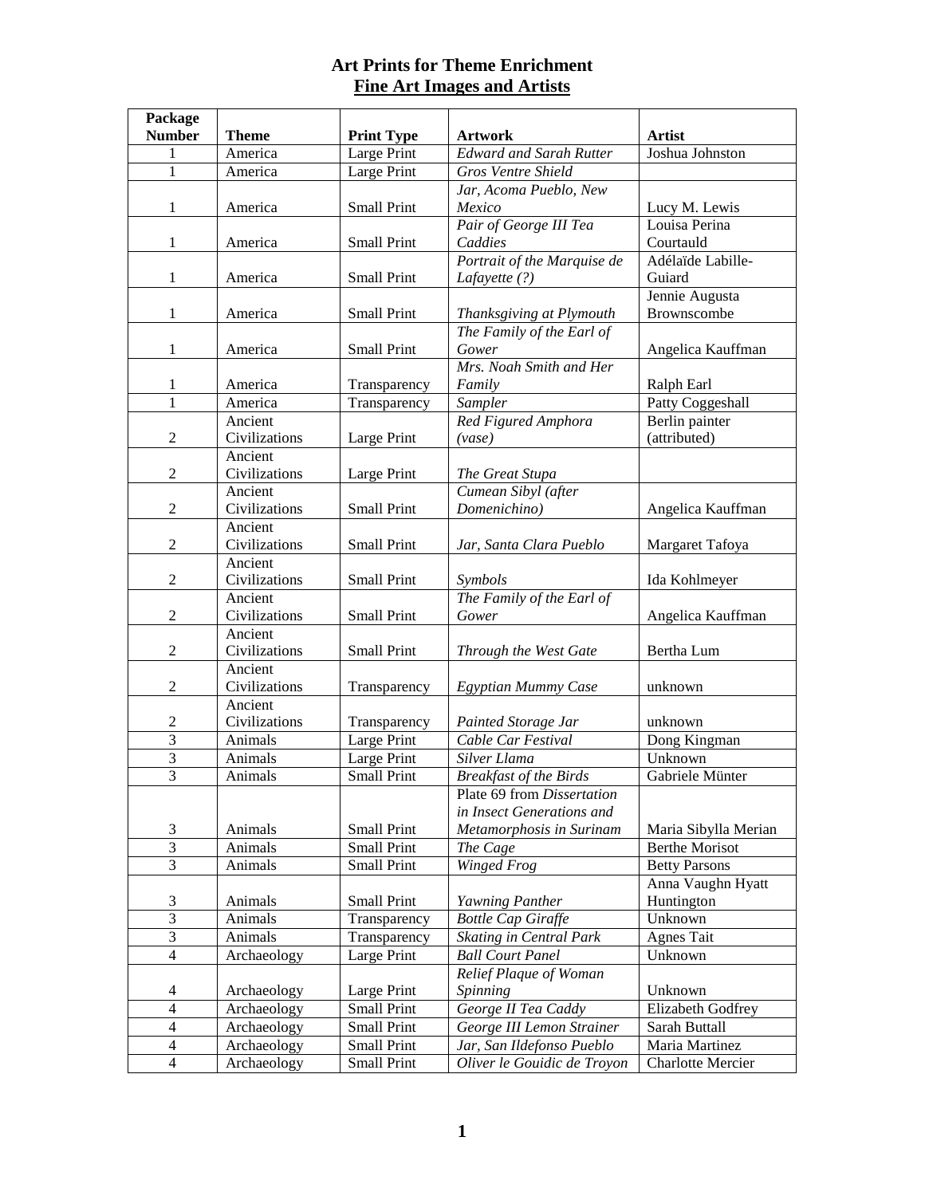# Art Prints for Theme Enrichment

## Fine Art Images and Artists

| Package Number | Theme | Print Type | Artwork | Artist |
|---|---|---|---|---|
| 1 | America | Large Print | *Edward and Sarah Rutter* | Joshua Johnston |
| 1 | America | Large Print | *Gros Ventre Shield* | |
| 1 | America | Small Print | *Jar, Acoma Pueblo, New Mexico* | Lucy M. Lewis |
| 1 | America | Small Print | *Pair of George III Tea Caddies* | Louisa Perina Courtauld |
| 1 | America | Small Print | *Portrait of the Marquise de Lafayette (?)* | Adélaïde Labille-Guiard |
| 1 | America | Small Print | *Thanksgiving at Plymouth* | Jennie Augusta Brownscombe |
| 1 | America | Small Print | *The Family of the Earl of Gower* | Angelica Kauffman |
| 1 | America | Transparency | *Mrs. Noah Smith and Her Family* | Ralph Earl |
| 1 | America | Transparency | *Sampler* | Patty Coggeshall |
| 2 | Ancient Civilizations | Large Print | *Red Figured Amphora (vase)* | Berlin painter (attributed) |
| 2 | Ancient Civilizations | Large Print | *The Great Stupa* | |
| 2 | Ancient Civilizations | Small Print | *Cumean Sibyl (after Domenichino)* | Angelica Kauffman |
| 2 | Ancient Civilizations | Small Print | *Jar, Santa Clara Pueblo* | Margaret Tafoya |
| 2 | Ancient Civilizations | Small Print | *Symbols* | Ida Kohlmeyer |
| 2 | Ancient Civilizations | Small Print | *The Family of the Earl of Gower* | Angelica Kauffman |
| 2 | Ancient Civilizations | Small Print | *Through the West Gate* | Bertha Lum |
| 2 | Ancient Civilizations | Transparency | *Egyptian Mummy Case* | unknown |
| 2 | Ancient Civilizations | Transparency | *Painted Storage Jar* | unknown |
| 3 | Animals | Large Print | *Cable Car Festival* | Dong Kingman |
| 3 | Animals | Large Print | *Silver Llama* | Unknown |
| 3 | Animals | Small Print | *Breakfast of the Birds* | Gabriele Münter |
| 3 | Animals | Small Print | Plate 69 from *Dissertation in Insect Generations and Metamorphosis in Surinam* | Maria Sibylla Merian |
| 3 | Animals | Small Print | *The Cage* | Berthe Morisot |
| 3 | Animals | Small Print | *Winged Frog* | Betty Parsons |
| 3 | Animals | Small Print | *Yawning Panther* | Anna Vaughn Hyatt Huntington |
| 3 | Animals | Transparency | *Bottle Cap Giraffe* | Unknown |
| 3 | Animals | Transparency | *Skating in Central Park* | Agnes Tait |
| 4 | Archaeology | Large Print | *Ball Court Panel* | Unknown |
| 4 | Archaeology | Large Print | *Relief Plaque of Woman Spinning* | Unknown |
| 4 | Archaeology | Small Print | *George II Tea Caddy* | Elizabeth Godfrey |
| 4 | Archaeology | Small Print | *George III Lemon Strainer* | Sarah Buttall |
| 4 | Archaeology | Small Print | *Jar, San Ildefonso Pueblo* | Maria Martinez |
| 4 | Archaeology | Small Print | *Oliver le Gouidic de Troyon* | Charlotte Mercier |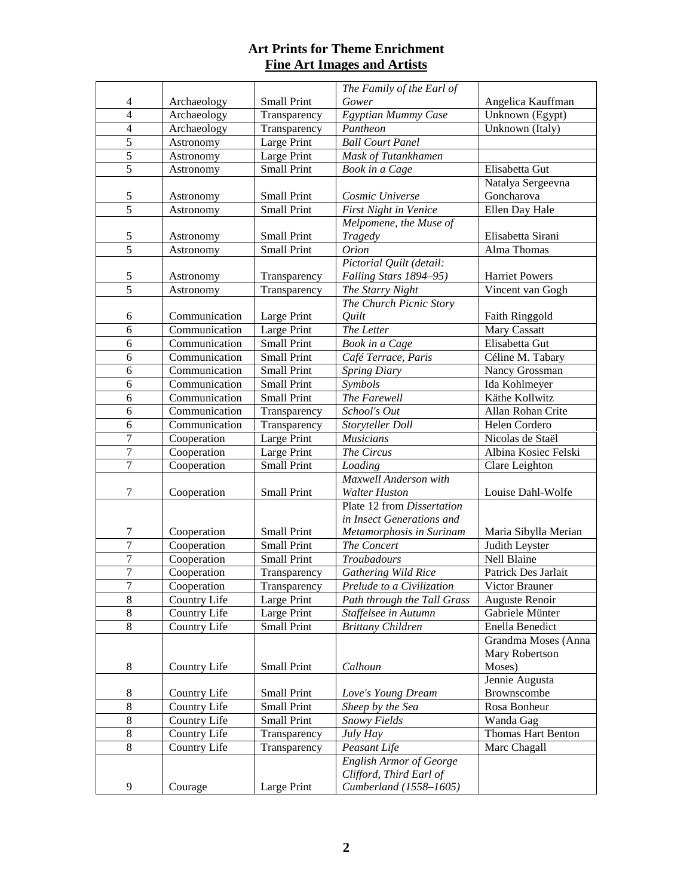# Art Prints for Theme Enrichment

## Fine Art Images and Artists

| | | | | |
|---|---|---|---|---|
| 4 | Archaeology | Small Print | *The Family of the Earl of Gower* | Angelica Kauffman |
| 4 | Archaeology | Transparency | *Egyptian Mummy Case* | Unknown (Egypt) |
| 4 | Archaeology | Transparency | *Pantheon* | Unknown (Italy) |
| 5 | Astronomy | Large Print | *Ball Court Panel* | |
| 5 | Astronomy | Large Print | *Mask of Tutankhamen* | |
| 5 | Astronomy | Small Print | *Book in a Cage* | Elisabetta Gut |
| 5 | Astronomy | Small Print | *Cosmic Universe* | Natalya Sergeevna Goncharova |
| 5 | Astronomy | Small Print | *First Night in Venice* | Ellen Day Hale |
| 5 | Astronomy | Small Print | *Melpomene, the Muse of Tragedy* | Elisabetta Sirani |
| 5 | Astronomy | Small Print | *Orion* | Alma Thomas |
| 5 | Astronomy | Transparency | *Pictorial Quilt (detail: Falling Stars 1894–95)* | Harriet Powers |
| 5 | Astronomy | Transparency | *The Starry Night* | Vincent van Gogh |
| 6 | Communication | Large Print | *The Church Picnic Story Quilt* | Faith Ringgold |
| 6 | Communication | Large Print | *The Letter* | Mary Cassatt |
| 6 | Communication | Small Print | *Book in a Cage* | Elisabetta Gut |
| 6 | Communication | Small Print | *Café Terrace, Paris* | Céline M. Tabary |
| 6 | Communication | Small Print | *Spring Diary* | Nancy Grossman |
| 6 | Communication | Small Print | *Symbols* | Ida Kohlmeyer |
| 6 | Communication | Small Print | *The Farewell* | Käthe Kollwitz |
| 6 | Communication | Transparency | *School's Out* | Allan Rohan Crite |
| 6 | Communication | Transparency | *Storyteller Doll* | Helen Cordero |
| 7 | Cooperation | Large Print | *Musicians* | Nicolas de Staël |
| 7 | Cooperation | Large Print | *The Circus* | Albina Kosiec Felski |
| 7 | Cooperation | Small Print | *Loading* | Clare Leighton |
| 7 | Cooperation | Small Print | *Maxwell Anderson with Walter Huston* | Louise Dahl-Wolfe |
| 7 | Cooperation | Small Print | Plate 12 from *Dissertation in Insect Generations and Metamorphosis in Surinam* | Maria Sibylla Merian |
| 7 | Cooperation | Small Print | *The Concert* | Judith Leyster |
| 7 | Cooperation | Small Print | *Troubadours* | Nell Blaine |
| 7 | Cooperation | Transparency | *Gathering Wild Rice* | Patrick Des Jarlait |
| 7 | Cooperation | Transparency | *Prelude to a Civilization* | Victor Brauner |
| 8 | Country Life | Large Print | *Path through the Tall Grass* | Auguste Renoir |
| 8 | Country Life | Large Print | *Staffelsee in Autumn* | Gabriele Münter |
| 8 | Country Life | Small Print | *Brittany Children* | Enella Benedict |
| 8 | Country Life | Small Print | *Calhoun* | Grandma Moses (Anna Mary Robertson Moses) |
| 8 | Country Life | Small Print | *Love's Young Dream* | Jennie Augusta Brownscombe |
| 8 | Country Life | Small Print | *Sheep by the Sea* | Rosa Bonheur |
| 8 | Country Life | Small Print | *Snowy Fields* | Wanda Gag |
| 8 | Country Life | Transparency | *July Hay* | Thomas Hart Benton |
| 8 | Country Life | Transparency | *Peasant Life* | Marc Chagall |
| 9 | Courage | Large Print | *English Armor of George Clifford, Third Earl of Cumberland (1558–1605)* | |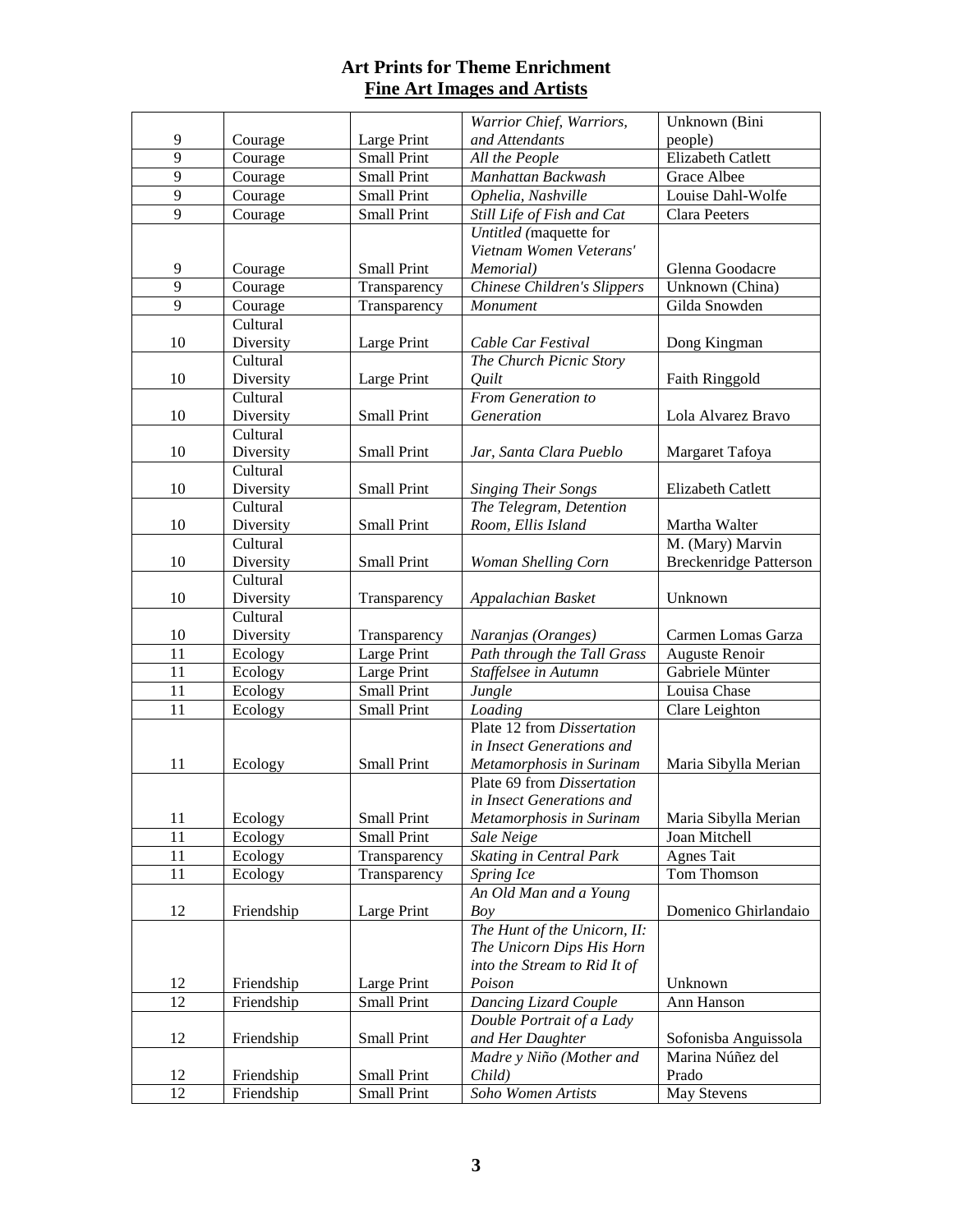## Art Prints for Theme Enrichment

## Fine Art Images and Artists

| | | | | |
|---|---|---|---|---|
| 9 | Courage | Large Print | *Warrior Chief, Warriors, and Attendants* | Unknown (Bini people) |
| 9 | Courage | Small Print | *All the People* | Elizabeth Catlett |
| 9 | Courage | Small Print | *Manhattan Backwash* | Grace Albee |
| 9 | Courage | Small Print | *Ophelia, Nashville* | Louise Dahl-Wolfe |
| 9 | Courage | Small Print | *Still Life of Fish and Cat* | Clara Peeters |
| 9 | Courage | Small Print | *Untitled (*maquette for *Vietnam Women Veterans' Memorial)* | Glenna Goodacre |
| 9 | Courage | Transparency | *Chinese Children's Slippers* | Unknown (China) |
| 9 | Courage | Transparency | *Monument* | Gilda Snowden |
| 10 | Cultural Diversity | Large Print | *Cable Car Festival* | Dong Kingman |
| 10 | Cultural Diversity | Large Print | *The Church Picnic Story Quilt* | Faith Ringgold |
| 10 | Cultural Diversity | Small Print | *From Generation to Generation* | Lola Alvarez Bravo |
| 10 | Cultural Diversity | Small Print | *Jar, Santa Clara Pueblo* | Margaret Tafoya |
| 10 | Cultural Diversity | Small Print | *Singing Their Songs* | Elizabeth Catlett |
| 10 | Cultural Diversity | Small Print | *The Telegram, Detention Room, Ellis Island* | Martha Walter |
| 10 | Cultural Diversity | Small Print | *Woman Shelling Corn* | M. (Mary) Marvin Breckenridge Patterson |
| 10 | Cultural Diversity | Transparency | *Appalachian Basket* | Unknown |
| 10 | Cultural Diversity | Transparency | *Naranjas (Oranges)* | Carmen Lomas Garza |
| 11 | Ecology | Large Print | *Path through the Tall Grass* | Auguste Renoir |
| 11 | Ecology | Large Print | *Staffelsee in Autumn* | Gabriele Münter |
| 11 | Ecology | Small Print | *Jungle* | Louisa Chase |
| 11 | Ecology | Small Print | *Loading* | Clare Leighton |
| 11 | Ecology | Small Print | Plate 12 from *Dissertation in Insect Generations and Metamorphosis in Surinam* | Maria Sibylla Merian |
| 11 | Ecology | Small Print | Plate 69 from *Dissertation in Insect Generations and Metamorphosis in Surinam* | Maria Sibylla Merian |
| 11 | Ecology | Small Print | *Sale Neige* | Joan Mitchell |
| 11 | Ecology | Transparency | *Skating in Central Park* | Agnes Tait |
| 11 | Ecology | Transparency | *Spring Ice* | Tom Thomson |
| 12 | Friendship | Large Print | *An Old Man and a Young Boy* | Domenico Ghirlandaio |
| 12 | Friendship | Large Print | *The Hunt of the Unicorn, II: The Unicorn Dips His Horn into the Stream to Rid It of Poison* | Unknown |
| 12 | Friendship | Small Print | *Dancing Lizard Couple* | Ann Hanson |
| 12 | Friendship | Small Print | *Double Portrait of a Lady and Her Daughter* | Sofonisba Anguissola |
| 12 | Friendship | Small Print | *Madre y Niño (Mother and Child)* | Marina Núñez del Prado |
| 12 | Friendship | Small Print | *Soho Women Artists* | May Stevens |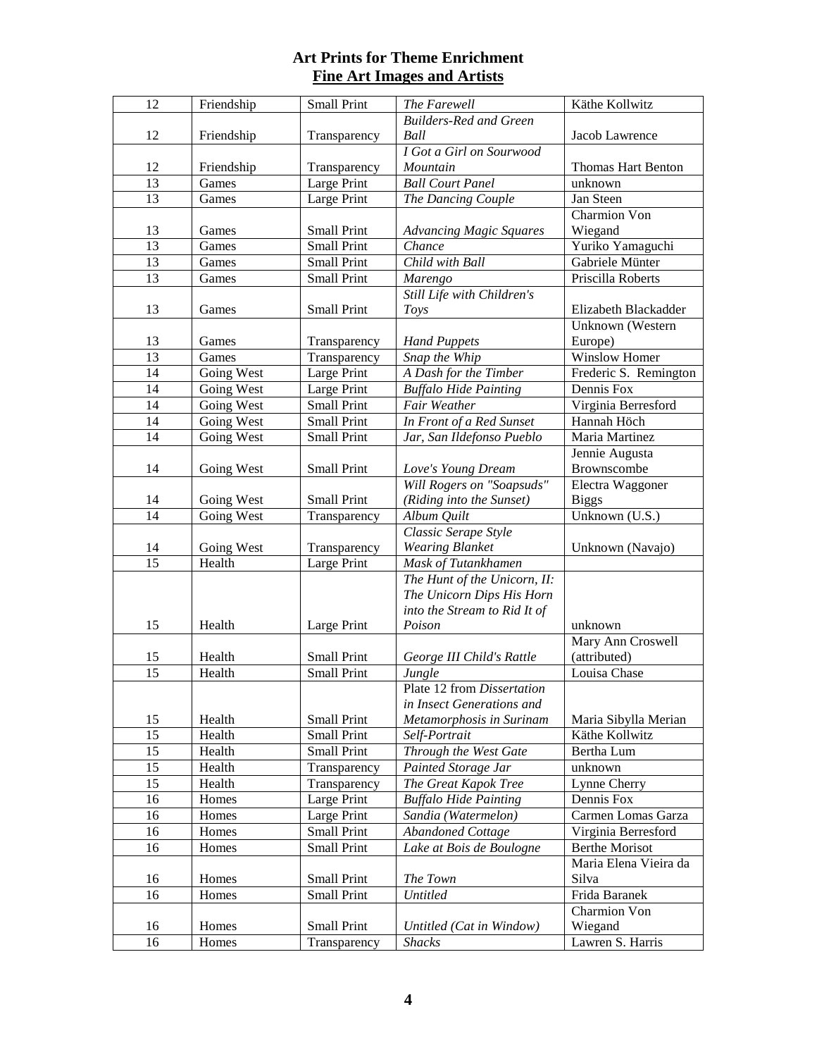# Art Prints for Theme Enrichment

## Fine Art Images and Artists

| | | | | |
|---|---|---|---|---|
| 12 | Friendship | Small Print | *The Farewell* | Käthe Kollwitz |
| 12 | Friendship | Transparency | *Builders-Red and Green Ball* | Jacob Lawrence |
| 12 | Friendship | Transparency | *I Got a Girl on Sourwood Mountain* | Thomas Hart Benton |
| 13 | Games | Large Print | *Ball Court Panel* | unknown |
| 13 | Games | Large Print | *The Dancing Couple* | Jan Steen |
| 13 | Games | Small Print | *Advancing Magic Squares* | Charmion Von Wiegand |
| 13 | Games | Small Print | *Chance* | Yuriko Yamaguchi |
| 13 | Games | Small Print | *Child with Ball* | Gabriele Münter |
| 13 | Games | Small Print | *Marengo* | Priscilla Roberts |
| 13 | Games | Small Print | *Still Life with Children's Toys* | Elizabeth Blackadder |
| 13 | Games | Transparency | *Hand Puppets* | Unknown (Western Europe) |
| 13 | Games | Transparency | *Snap the Whip* | Winslow Homer |
| 14 | Going West | Large Print | *A Dash for the Timber* | Frederic S. Remington |
| 14 | Going West | Large Print | *Buffalo Hide Painting* | Dennis Fox |
| 14 | Going West | Small Print | *Fair Weather* | Virginia Berresford |
| 14 | Going West | Small Print | *In Front of a Red Sunset* | Hannah Höch |
| 14 | Going West | Small Print | *Jar, San Ildefonso Pueblo* | Maria Martinez |
| 14 | Going West | Small Print | *Love's Young Dream* | Jennie Augusta Brownscombe |
| 14 | Going West | Small Print | *Will Rogers on "Soapsuds" (Riding into the Sunset)* | Electra Waggoner Biggs |
| 14 | Going West | Transparency | *Album Quilt* | Unknown (U.S.) |
| 14 | Going West | Transparency | *Classic Serape Style Wearing Blanket* | Unknown (Navajo) |
| 15 | Health | Large Print | *Mask of Tutankhamen* | |
| 15 | Health | Large Print | *The Hunt of the Unicorn, II: The Unicorn Dips His Horn into the Stream to Rid It of Poison* | unknown |
| 15 | Health | Small Print | *George III Child's Rattle* | Mary Ann Croswell (attributed) |
| 15 | Health | Small Print | *Jungle* | Louisa Chase |
| 15 | Health | Small Print | Plate 12 from *Dissertation in Insect Generations and Metamorphosis in Surinam* | Maria Sibylla Merian |
| 15 | Health | Small Print | *Self-Portrait* | Käthe Kollwitz |
| 15 | Health | Small Print | *Through the West Gate* | Bertha Lum |
| 15 | Health | Transparency | *Painted Storage Jar* | unknown |
| 15 | Health | Transparency | *The Great Kapok Tree* | Lynne Cherry |
| 16 | Homes | Large Print | *Buffalo Hide Painting* | Dennis Fox |
| 16 | Homes | Large Print | *Sandia (Watermelon)* | Carmen Lomas Garza |
| 16 | Homes | Small Print | *Abandoned Cottage* | Virginia Berresford |
| 16 | Homes | Small Print | *Lake at Bois de Boulogne* | Berthe Morisot |
| 16 | Homes | Small Print | *The Town* | Maria Elena Vieira da Silva |
| 16 | Homes | Small Print | *Untitled* | Frida Baranek |
| 16 | Homes | Small Print | *Untitled (Cat in Window)* | Charmion Von Wiegand |
| 16 | Homes | Transparency | *Shacks* | Lawren S. Harris |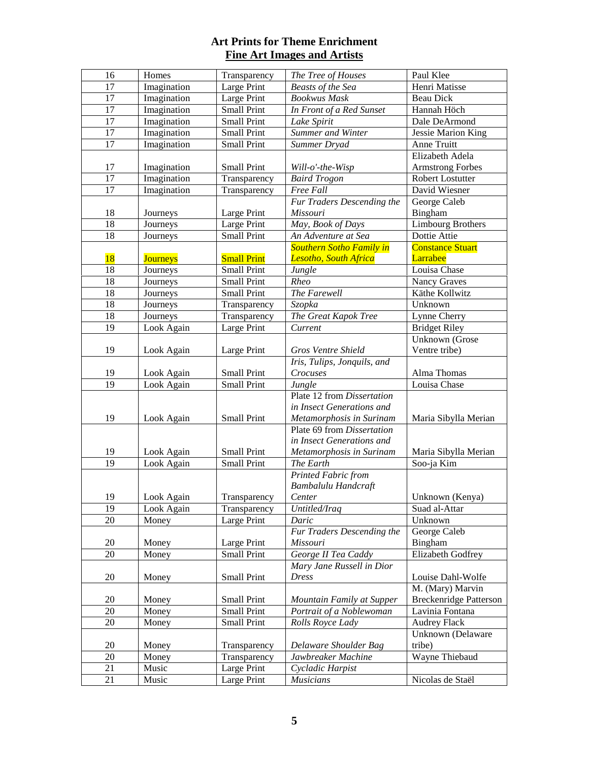# Art Prints for Theme Enrichment

## Fine Art Images and Artists

| | | | | |
|---|---|---|---|---|
| 16 | Homes | Transparency | *The Tree of Houses* | Paul Klee |
| 17 | Imagination | Large Print | *Beasts of the Sea* | Henri Matisse |
| 17 | Imagination | Large Print | *Bookwus Mask* | Beau Dick |
| 17 | Imagination | Small Print | *In Front of a Red Sunset* | Hannah Höch |
| 17 | Imagination | Small Print | *Lake Spirit* | Dale DeArmond |
| 17 | Imagination | Small Print | *Summer and Winter* | Jessie Marion King |
| 17 | Imagination | Small Print | *Summer Dryad* | Anne Truitt |
| 17 | Imagination | Small Print | *Will-o'-the-Wisp* | Elizabeth Adela Armstrong Forbes |
| 17 | Imagination | Transparency | *Baird Trogon* | Robert Lostutter |
| 17 | Imagination | Transparency | *Free Fall* | David Wiesner |
| 18 | Journeys | Large Print | *Fur Traders Descending the Missouri* | George Caleb Bingham |
| 18 | Journeys | Large Print | *May, Book of Days* | Limbourg Brothers |
| 18 | Journeys | Small Print | *An Adventure at Sea* | Dottie Attie |
| 18 | Journeys | Small Print | *Southern Sotho Family in Lesotho, South Africa* | Constance Stuart Larrabee |
| 18 | Journeys | Small Print | *Jungle* | Louisa Chase |
| 18 | Journeys | Small Print | *Rheo* | Nancy Graves |
| 18 | Journeys | Small Print | *The Farewell* | Käthe Kollwitz |
| 18 | Journeys | Transparency | *Szopka* | Unknown |
| 18 | Journeys | Transparency | *The Great Kapok Tree* | Lynne Cherry |
| 19 | Look Again | Large Print | *Current* | Bridget Riley |
| 19 | Look Again | Large Print | *Gros Ventre Shield* | Unknown (Grose Ventre tribe) |
| 19 | Look Again | Small Print | *Iris, Tulips, Jonquils, and Crocuses* | Alma Thomas |
| 19 | Look Again | Small Print | *Jungle* | Louisa Chase |
| 19 | Look Again | Small Print | Plate 12 from *Dissertation in Insect Generations and Metamorphosis in Surinam* | Maria Sibylla Merian |
| 19 | Look Again | Small Print | Plate 69 from *Dissertation in Insect Generations and Metamorphosis in Surinam* | Maria Sibylla Merian |
| 19 | Look Again | Small Print | *The Earth* | Soo-ja Kim |
| 19 | Look Again | Transparency | *Printed Fabric from Bambalulu Handcraft Center* | Unknown (Kenya) |
| 19 | Look Again | Transparency | *Untitled/Iraq* | Suad al-Attar |
| 20 | Money | Large Print | *Daric* | Unknown |
| 20 | Money | Large Print | *Fur Traders Descending the Missouri* | George Caleb Bingham |
| 20 | Money | Small Print | *George II Tea Caddy* | Elizabeth Godfrey |
| 20 | Money | Small Print | *Mary Jane Russell in Dior Dress* | Louise Dahl-Wolfe |
| 20 | Money | Small Print | *Mountain Family at Supper* | M. (Mary) Marvin Breckenridge Patterson |
| 20 | Money | Small Print | *Portrait of a Noblewoman* | Lavinia Fontana |
| 20 | Money | Small Print | *Rolls Royce Lady* | Audrey Flack |
| 20 | Money | Transparency | *Delaware Shoulder Bag* | Unknown (Delaware tribe) |
| 20 | Money | Transparency | *Jawbreaker Machine* | Wayne Thiebaud |
| 21 | Music | Large Print | *Cycladic Harpist* | |
| 21 | Music | Large Print | *Musicians* | Nicolas de Staël |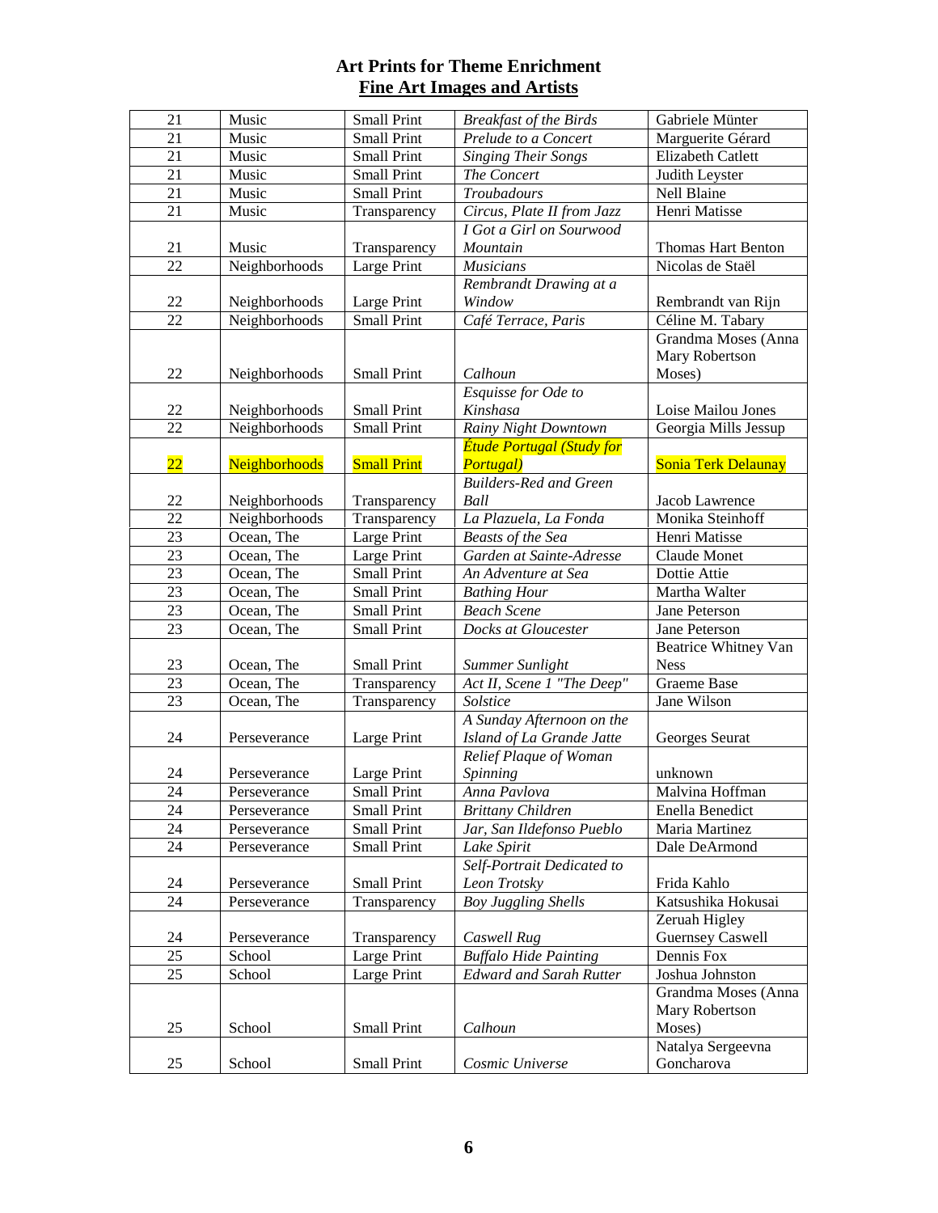**Art Prints for Theme Enrichment**
**Fine Art Images and Artists**

| | | | | |
|---|---|---|---|---|
| 21 | Music | Small Print | *Breakfast of the Birds* | Gabriele Münter |
| 21 | Music | Small Print | *Prelude to a Concert* | Marguerite Gérard |
| 21 | Music | Small Print | *Singing Their Songs* | Elizabeth Catlett |
| 21 | Music | Small Print | *The Concert* | Judith Leyster |
| 21 | Music | Small Print | *Troubadours* | Nell Blaine |
| 21 | Music | Transparency | *Circus, Plate II from Jazz* | Henri Matisse |
| 21 | Music | Transparency | *I Got a Girl on Sourwood Mountain* | Thomas Hart Benton |
| 22 | Neighborhoods | Large Print | *Musicians* | Nicolas de Staël |
| 22 | Neighborhoods | Large Print | *Rembrandt Drawing at a Window* | Rembrandt van Rijn |
| 22 | Neighborhoods | Small Print | *Café Terrace, Paris* | Céline M. Tabary |
| 22 | Neighborhoods | Small Print | *Calhoun* | Grandma Moses (Anna Mary Robertson Moses) |
| 22 | Neighborhoods | Small Print | *Esquisse for Ode to Kinshasa* | Loise Mailou Jones |
| 22 | Neighborhoods | Small Print | *Rainy Night Downtown* | Georgia Mills Jessup |
| 22 | Neighborhoods | Small Print | *Étude Portugal (Study for Portugal)* | Sonia Terk Delaunay |
| 22 | Neighborhoods | Transparency | *Builders-Red and Green Ball* | Jacob Lawrence |
| 22 | Neighborhoods | Transparency | *La Plazuela, La Fonda* | Monika Steinhoff |
| 23 | Ocean, The | Large Print | *Beasts of the Sea* | Henri Matisse |
| 23 | Ocean, The | Large Print | *Garden at Sainte-Adresse* | Claude Monet |
| 23 | Ocean, The | Small Print | *An Adventure at Sea* | Dottie Attie |
| 23 | Ocean, The | Small Print | *Bathing Hour* | Martha Walter |
| 23 | Ocean, The | Small Print | *Beach Scene* | Jane Peterson |
| 23 | Ocean, The | Small Print | *Docks at Gloucester* | Jane Peterson |
| 23 | Ocean, The | Small Print | *Summer Sunlight* | Beatrice Whitney Van Ness |
| 23 | Ocean, The | Transparency | *Act II, Scene 1 "The Deep"* | Graeme Base |
| 23 | Ocean, The | Transparency | *Solstice* | Jane Wilson |
| 24 | Perseverance | Large Print | *A Sunday Afternoon on the Island of La Grande Jatte* | Georges Seurat |
| 24 | Perseverance | Large Print | *Relief Plaque of Woman Spinning* | unknown |
| 24 | Perseverance | Small Print | *Anna Pavlova* | Malvina Hoffman |
| 24 | Perseverance | Small Print | *Brittany Children* | Enella Benedict |
| 24 | Perseverance | Small Print | *Jar, San Ildefonso Pueblo* | Maria Martinez |
| 24 | Perseverance | Small Print | *Lake Spirit* | Dale DeArmond |
| 24 | Perseverance | Small Print | *Self-Portrait Dedicated to Leon Trotsky* | Frida Kahlo |
| 24 | Perseverance | Transparency | *Boy Juggling Shells* | Katsushika Hokusai |
| 24 | Perseverance | Transparency | *Caswell Rug* | Zeruah Higley Guernsey Caswell |
| 25 | School | Large Print | *Buffalo Hide Painting* | Dennis Fox |
| 25 | School | Large Print | *Edward and Sarah Rutter* | Joshua Johnston |
| 25 | School | Small Print | *Calhoun* | Grandma Moses (Anna Mary Robertson Moses) |
| 25 | School | Small Print | *Cosmic Universe* | Natalya Sergeevna Goncharova |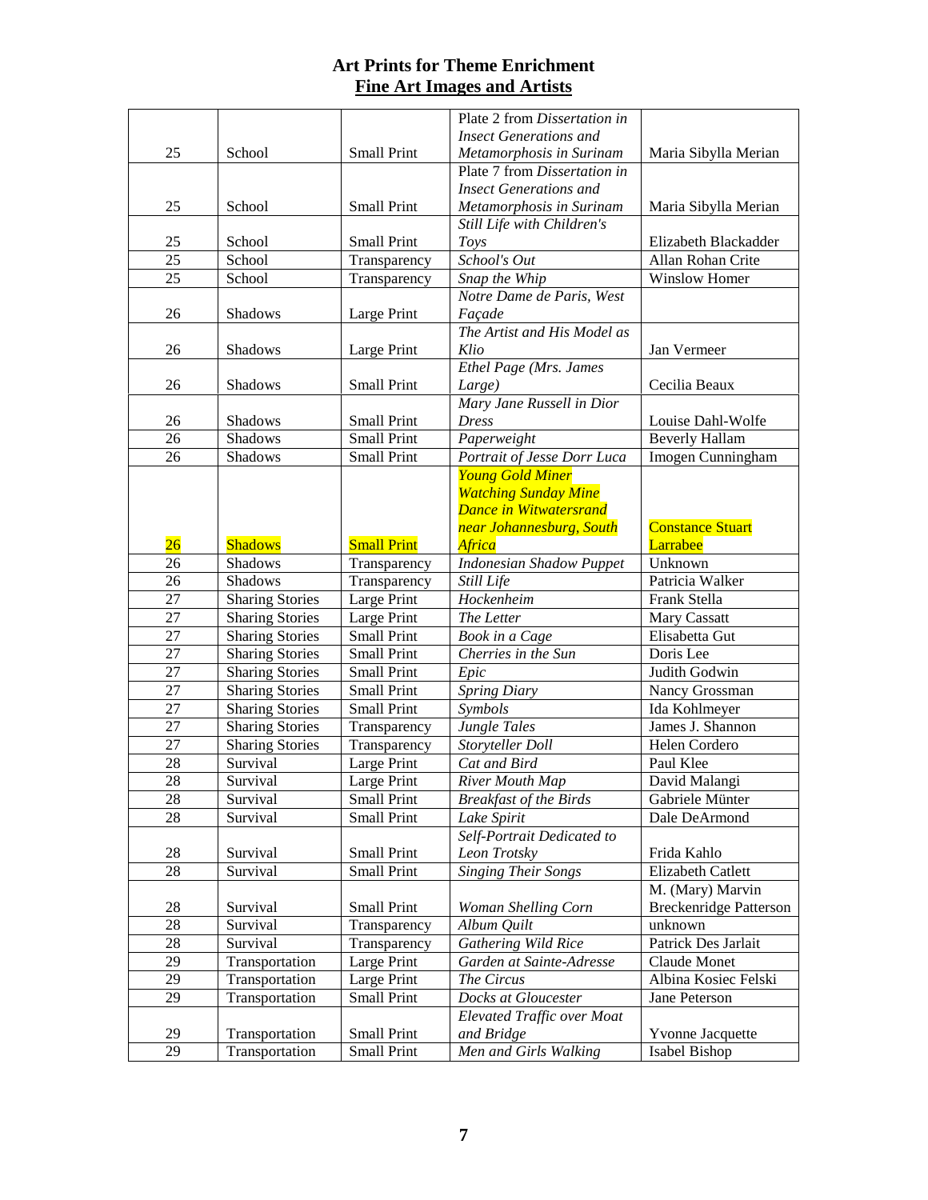# Art Prints for Theme Enrichment
## Fine Art Images and Artists

| | | | | |
|---|---|---|---|---|
| 25 | School | Small Print | Plate 2 from *Dissertation in Insect Generations and Metamorphosis in Surinam* | Maria Sibylla Merian |
| 25 | School | Small Print | Plate 7 from *Dissertation in Insect Generations and Metamorphosis in Surinam* | Maria Sibylla Merian |
| 25 | School | Small Print | *Still Life with Children's Toys* | Elizabeth Blackadder |
| 25 | School | Transparency | *School's Out* | Allan Rohan Crite |
| 25 | School | Transparency | *Snap the Whip* | Winslow Homer |
| 26 | Shadows | Large Print | *Notre Dame de Paris, West Façade* | |
| 26 | Shadows | Large Print | *The Artist and His Model as Klio* | Jan Vermeer |
| 26 | Shadows | Small Print | *Ethel Page (Mrs. James Large)* | Cecilia Beaux |
| 26 | Shadows | Small Print | *Mary Jane Russell in Dior Dress* | Louise Dahl-Wolfe |
| 26 | Shadows | Small Print | *Paperweight* | Beverly Hallam |
| 26 | Shadows | Small Print | *Portrait of Jesse Dorr Luca* | Imogen Cunningham |
| 26 | Shadows | Small Print | *Young Gold Miner Watching Sunday Mine Dance in Witwatersrand near Johannesburg, South Africa* | Constance Stuart Larrabee |
| 26 | Shadows | Transparency | *Indonesian Shadow Puppet* | Unknown |
| 26 | Shadows | Transparency | *Still Life* | Patricia Walker |
| 27 | Sharing Stories | Large Print | *Hockenheim* | Frank Stella |
| 27 | Sharing Stories | Large Print | *The Letter* | Mary Cassatt |
| 27 | Sharing Stories | Small Print | *Book in a Cage* | Elisabetta Gut |
| 27 | Sharing Stories | Small Print | *Cherries in the Sun* | Doris Lee |
| 27 | Sharing Stories | Small Print | *Epic* | Judith Godwin |
| 27 | Sharing Stories | Small Print | *Spring Diary* | Nancy Grossman |
| 27 | Sharing Stories | Small Print | *Symbols* | Ida Kohlmeyer |
| 27 | Sharing Stories | Transparency | *Jungle Tales* | James J. Shannon |
| 27 | Sharing Stories | Transparency | *Storyteller Doll* | Helen Cordero |
| 28 | Survival | Large Print | *Cat and Bird* | Paul Klee |
| 28 | Survival | Large Print | *River Mouth Map* | David Malangi |
| 28 | Survival | Small Print | *Breakfast of the Birds* | Gabriele Münter |
| 28 | Survival | Small Print | *Lake Spirit* | Dale DeArmond |
| 28 | Survival | Small Print | *Self-Portrait Dedicated to Leon Trotsky* | Frida Kahlo |
| 28 | Survival | Small Print | *Singing Their Songs* | Elizabeth Catlett |
| 28 | Survival | Small Print | *Woman Shelling Corn* | M. (Mary) Marvin Breckenridge Patterson |
| 28 | Survival | Transparency | *Album Quilt* | unknown |
| 28 | Survival | Transparency | *Gathering Wild Rice* | Patrick Des Jarlait |
| 29 | Transportation | Large Print | *Garden at Sainte-Adresse* | Claude Monet |
| 29 | Transportation | Large Print | *The Circus* | Albina Kosiec Felski |
| 29 | Transportation | Small Print | *Docks at Gloucester* | Jane Peterson |
| 29 | Transportation | Small Print | *Elevated Traffic over Moat and Bridge* | Yvonne Jacquette |
| 29 | Transportation | Small Print | *Men and Girls Walking* | Isabel Bishop |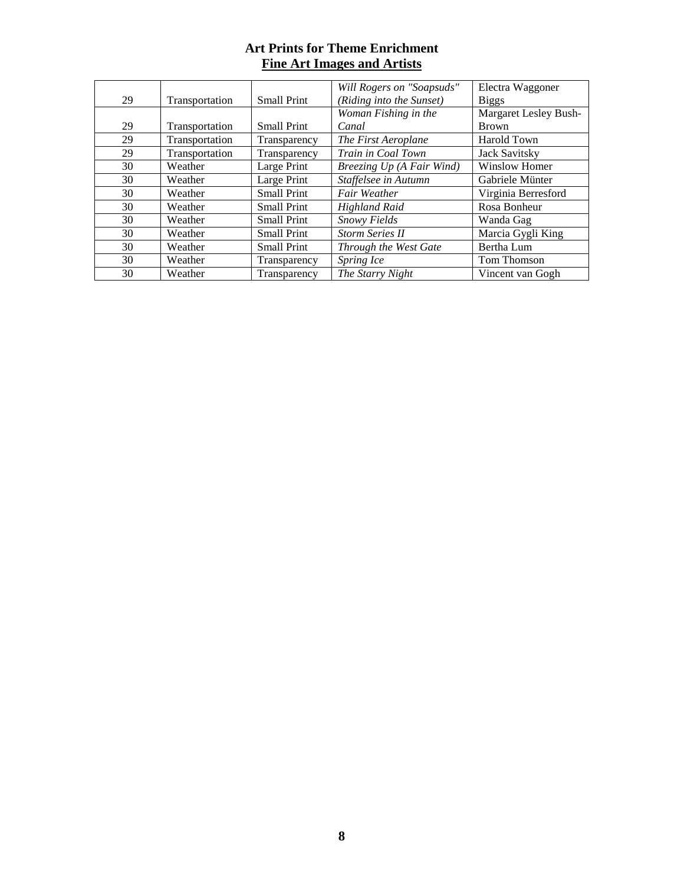**Art Prints for Theme Enrichment**
**Fine Art Images and Artists**

| | | | | |
|---|---|---|---|---|
| 29 | Transportation | Small Print | *Will Rogers on "Soapsuds" (Riding into the Sunset)* | Electra Waggoner Biggs |
| 29 | Transportation | Small Print | *Woman Fishing in the Canal* | Margaret Lesley Bush-Brown |
| 29 | Transportation | Transparency | *The First Aeroplane* | Harold Town |
| 29 | Transportation | Transparency | *Train in Coal Town* | Jack Savitsky |
| 30 | Weather | Large Print | *Breezing Up (A Fair Wind)* | Winslow Homer |
| 30 | Weather | Large Print | *Staffelsee in Autumn* | Gabriele Münter |
| 30 | Weather | Small Print | *Fair Weather* | Virginia Berresford |
| 30 | Weather | Small Print | *Highland Raid* | Rosa Bonheur |
| 30 | Weather | Small Print | *Snowy Fields* | Wanda Gag |
| 30 | Weather | Small Print | *Storm Series II* | Marcia Gygli King |
| 30 | Weather | Small Print | *Through the West Gate* | Bertha Lum |
| 30 | Weather | Transparency | *Spring Ice* | Tom Thomson |
| 30 | Weather | Transparency | *The Starry Night* | Vincent van Gogh |